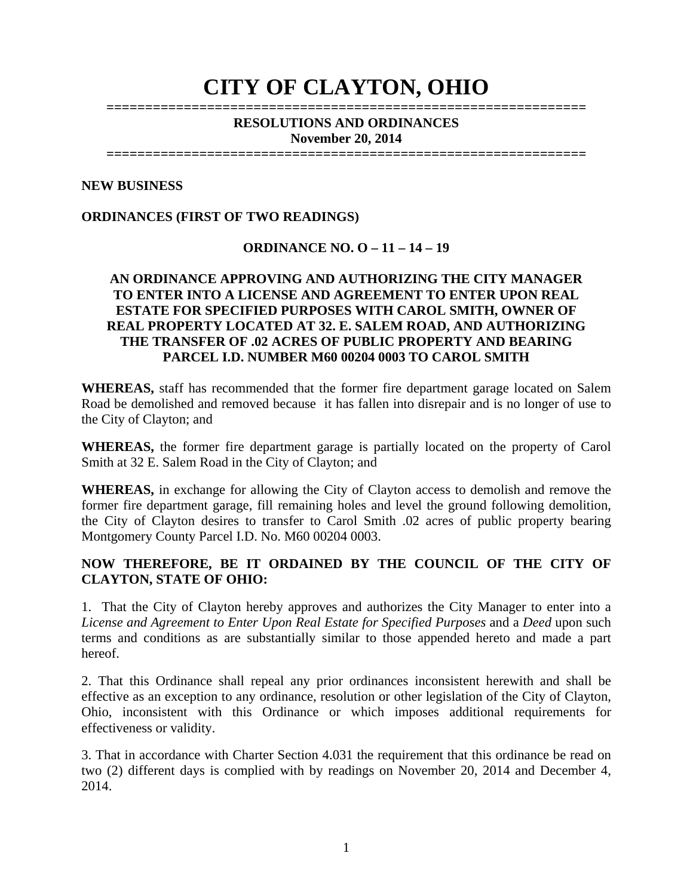# CITY OF CLAYTON, OHIO

**RESOLUTIONS AND ORDINANCES**
**November 20, 2014**

**NEW BUSINESS**

**ORDINANCES (FIRST OF TWO READINGS)**

**ORDINANCE NO. O – 11 – 14 – 19**

**AN ORDINANCE APPROVING AND AUTHORIZING THE CITY MANAGER TO ENTER INTO A LICENSE AND AGREEMENT TO ENTER UPON REAL ESTATE FOR SPECIFIED PURPOSES WITH CAROL SMITH, OWNER OF REAL PROPERTY LOCATED AT 32. E. SALEM ROAD, AND AUTHORIZING THE TRANSFER OF .02 ACRES OF PUBLIC PROPERTY AND BEARING PARCEL I.D. NUMBER M60 00204 0003 TO CAROL SMITH**

**WHEREAS,** staff has recommended that the former fire department garage located on Salem Road be demolished and removed because it has fallen into disrepair and is no longer of use to the City of Clayton; and

**WHEREAS,** the former fire department garage is partially located on the property of Carol Smith at 32 E. Salem Road in the City of Clayton; and

**WHEREAS,** in exchange for allowing the City of Clayton access to demolish and remove the former fire department garage, fill remaining holes and level the ground following demolition, the City of Clayton desires to transfer to Carol Smith .02 acres of public property bearing Montgomery County Parcel I.D. No. M60 00204 0003.

**NOW THEREFORE, BE IT ORDAINED BY THE COUNCIL OF THE CITY OF CLAYTON, STATE OF OHIO:**

1. That the City of Clayton hereby approves and authorizes the City Manager to enter into a *License and Agreement to Enter Upon Real Estate for Specified Purposes* and a *Deed* upon such terms and conditions as are substantially similar to those appended hereto and made a part hereof.

2. That this Ordinance shall repeal any prior ordinances inconsistent herewith and shall be effective as an exception to any ordinance, resolution or other legislation of the City of Clayton, Ohio, inconsistent with this Ordinance or which imposes additional requirements for effectiveness or validity.

3. That in accordance with Charter Section 4.031 the requirement that this ordinance be read on two (2) different days is complied with by readings on November 20, 2014 and December 4, 2014.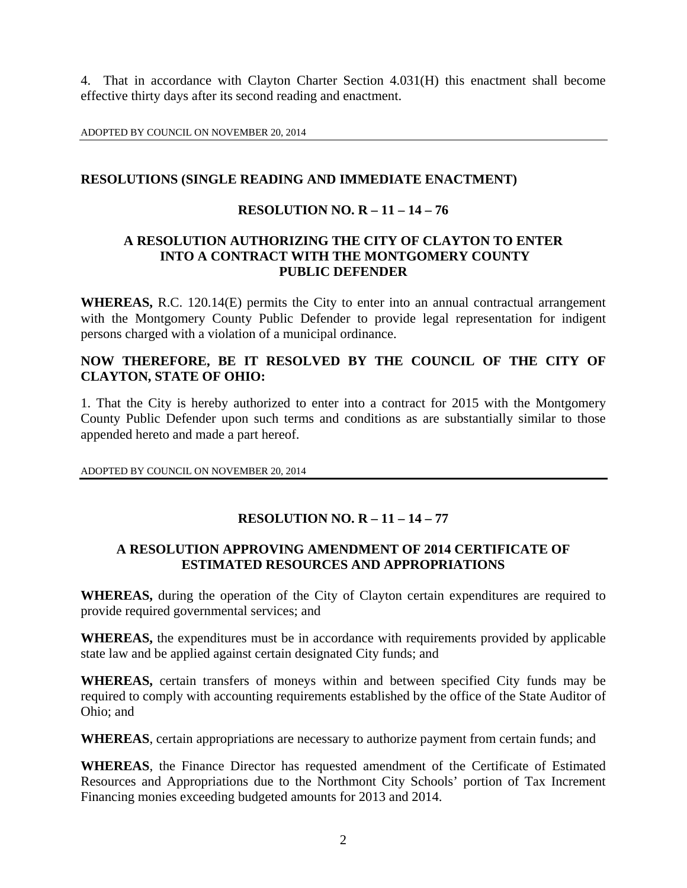4. That in accordance with Clayton Charter Section 4.031(H) this enactment shall become effective thirty days after its second reading and enactment.

ADOPTED BY COUNCIL ON NOVEMBER 20, 2014

---

## RESOLUTIONS (SINGLE READING AND IMMEDIATE ENACTMENT)

### RESOLUTION NO. R – 11 – 14 – 76

### A RESOLUTION AUTHORIZING THE CITY OF CLAYTON TO ENTER INTO A CONTRACT WITH THE MONTGOMERY COUNTY PUBLIC DEFENDER

**WHEREAS,** R.C. 120.14(E) permits the City to enter into an annual contractual arrangement with the Montgomery County Public Defender to provide legal representation for indigent persons charged with a violation of a municipal ordinance.

**NOW THEREFORE, BE IT RESOLVED BY THE COUNCIL OF THE CITY OF CLAYTON, STATE OF OHIO:**

1. That the City is hereby authorized to enter into a contract for 2015 with the Montgomery County Public Defender upon such terms and conditions as are substantially similar to those appended hereto and made a part hereof.

ADOPTED BY COUNCIL ON NOVEMBER 20, 2014

---

### RESOLUTION NO. R – 11 – 14 – 77

### A RESOLUTION APPROVING AMENDMENT OF 2014 CERTIFICATE OF ESTIMATED RESOURCES AND APPROPRIATIONS

**WHEREAS,** during the operation of the City of Clayton certain expenditures are required to provide required governmental services; and

**WHEREAS,** the expenditures must be in accordance with requirements provided by applicable state law and be applied against certain designated City funds; and

**WHEREAS,** certain transfers of moneys within and between specified City funds may be required to comply with accounting requirements established by the office of the State Auditor of Ohio; and

**WHEREAS**, certain appropriations are necessary to authorize payment from certain funds; and

**WHEREAS**, the Finance Director has requested amendment of the Certificate of Estimated Resources and Appropriations due to the Northmont City Schools' portion of Tax Increment Financing monies exceeding budgeted amounts for 2013 and 2014.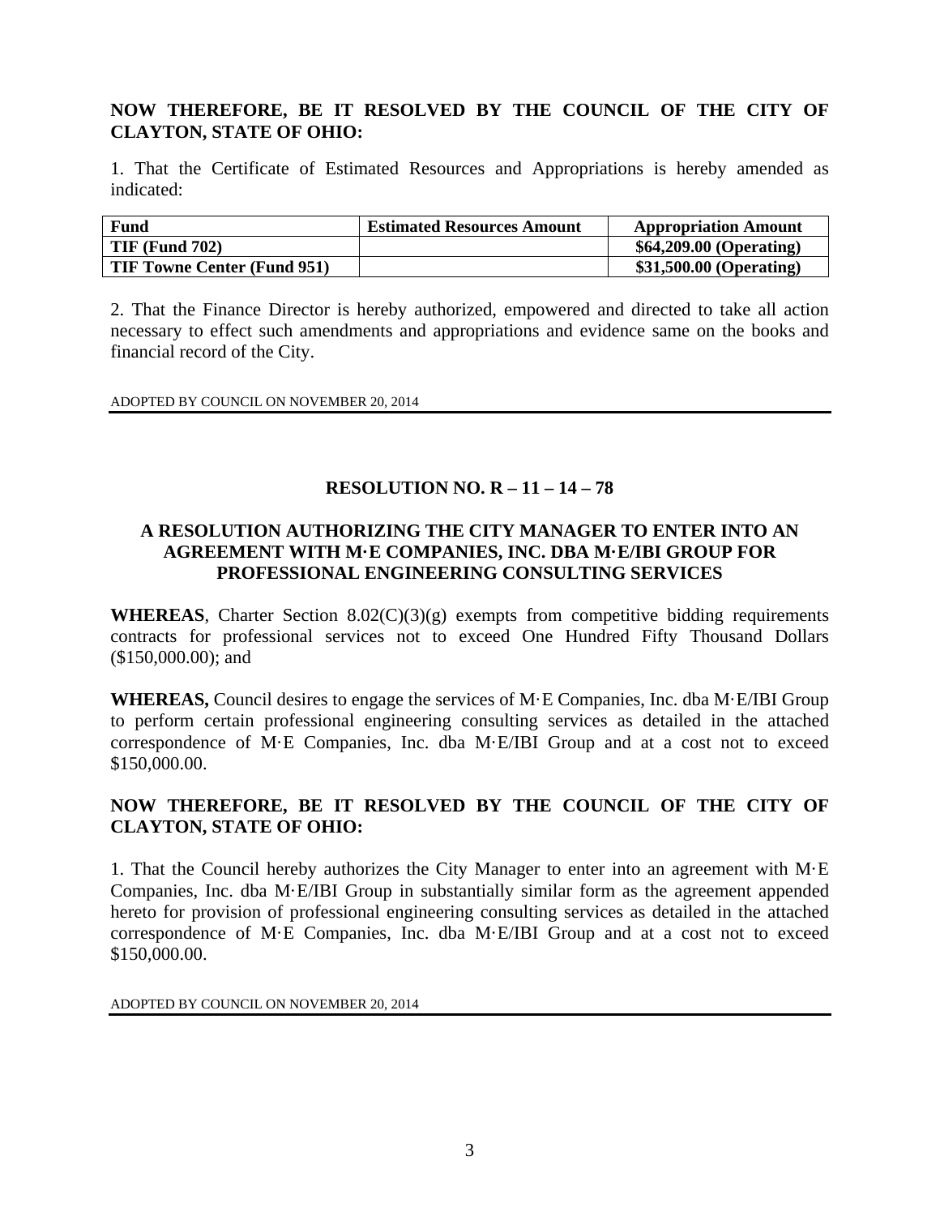**NOW THEREFORE, BE IT RESOLVED BY THE COUNCIL OF THE CITY OF CLAYTON, STATE OF OHIO:**

1. That the Certificate of Estimated Resources and Appropriations is hereby amended as indicated:

| Fund | Estimated Resources Amount | Appropriation Amount |
|---|---|---|
| TIF (Fund 702) | | $64,209.00 (Operating) |
| TIF Towne Center (Fund 951) | | $31,500.00 (Operating) |

2. That the Finance Director is hereby authorized, empowered and directed to take all action necessary to effect such amendments and appropriations and evidence same on the books and financial record of the City.

ADOPTED BY COUNCIL ON NOVEMBER 20, 2014

## RESOLUTION NO. R – 11 – 14 – 78

### A RESOLUTION AUTHORIZING THE CITY MANAGER TO ENTER INTO AN AGREEMENT WITH M·E COMPANIES, INC. DBA M·E/IBI GROUP FOR PROFESSIONAL ENGINEERING CONSULTING SERVICES

**WHEREAS**, Charter Section 8.02(C)(3)(g) exempts from competitive bidding requirements contracts for professional services not to exceed One Hundred Fifty Thousand Dollars ($150,000.00); and

**WHEREAS,** Council desires to engage the services of M·E Companies, Inc. dba M·E/IBI Group to perform certain professional engineering consulting services as detailed in the attached correspondence of M·E Companies, Inc. dba M·E/IBI Group and at a cost not to exceed $150,000.00.

**NOW THEREFORE, BE IT RESOLVED BY THE COUNCIL OF THE CITY OF CLAYTON, STATE OF OHIO:**

1. That the Council hereby authorizes the City Manager to enter into an agreement with M·E Companies, Inc. dba M·E/IBI Group in substantially similar form as the agreement appended hereto for provision of professional engineering consulting services as detailed in the attached correspondence of M·E Companies, Inc. dba M·E/IBI Group and at a cost not to exceed $150,000.00.

ADOPTED BY COUNCIL ON NOVEMBER 20, 2014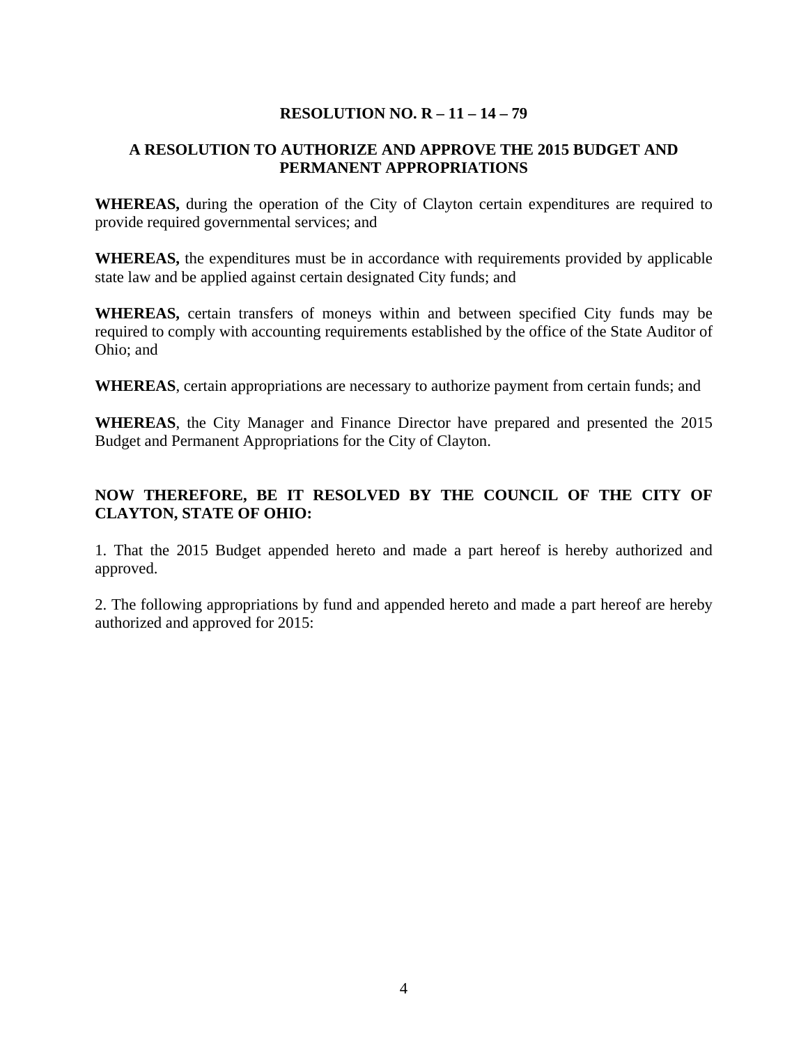**RESOLUTION NO. R – 11 – 14 – 79**

**A RESOLUTION TO AUTHORIZE AND APPROVE THE 2015 BUDGET AND PERMANENT APPROPRIATIONS**

**WHEREAS,** during the operation of the City of Clayton certain expenditures are required to provide required governmental services; and

**WHEREAS,** the expenditures must be in accordance with requirements provided by applicable state law and be applied against certain designated City funds; and

**WHEREAS,** certain transfers of moneys within and between specified City funds may be required to comply with accounting requirements established by the office of the State Auditor of Ohio; and

**WHEREAS**, certain appropriations are necessary to authorize payment from certain funds; and

**WHEREAS**, the City Manager and Finance Director have prepared and presented the 2015 Budget and Permanent Appropriations for the City of Clayton.

**NOW THEREFORE, BE IT RESOLVED BY THE COUNCIL OF THE CITY OF CLAYTON, STATE OF OHIO:**

1. That the 2015 Budget appended hereto and made a part hereof is hereby authorized and approved.

2. The following appropriations by fund and appended hereto and made a part hereof are hereby authorized and approved for 2015: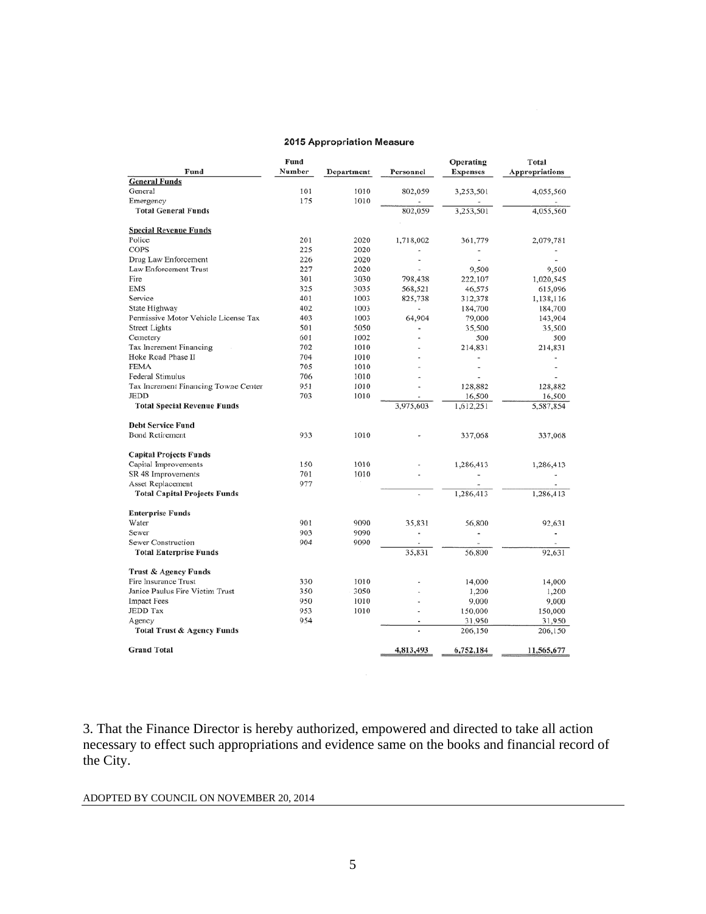## 2015 Appropriation Measure

| Fund | Fund Number | Department | Personnel | Operating Expenses | Total Appropriations |
|---|---|---|---|---|---|
| **General Funds** | | | | | |
| General | 101 | 1010 | 802,059 | 3,253,501 | 4,055,560 |
| Emergency | 175 | 1010 | - | - | - |
| **Total General Funds** | | | 802,059 | 3,253,501 | 4,055,560 |
| | | | | | |
| **Special Revenue Funds** | | | | | |
| Police | 201 | 2020 | 1,718,002 | 361,779 | 2,079,781 |
| COPS | 225 | 2020 | - | - | - |
| Drug Law Enforcement | 226 | 2020 | - | - | - |
| Law Enforcement Trust | 227 | 2020 | - | 9,500 | 9,500 |
| Fire | 301 | 3030 | 798,438 | 222,107 | 1,020,545 |
| EMS | 325 | 3035 | 568,521 | 46,575 | 615,096 |
| Service | 401 | 1003 | 825,738 | 312,378 | 1,138,116 |
| State Highway | 402 | 1003 | - | 184,700 | 184,700 |
| Permissive Motor Vehicle License Tax | 403 | 1003 | 64,904 | 79,000 | 143,904 |
| Street Lights | 501 | 5050 | - | 35,500 | 35,500 |
| Cemetery | 601 | 1002 | - | 500 | 500 |
| Tax Increment Financing | 702 | 1010 | - | 214,831 | 214,831 |
| Hoke Road Phase II | 704 | 1010 | - | - | - |
| FEMA | 705 | 1010 | - | - | - |
| Federal Stimulus | 706 | 1010 | - | - | - |
| Tax Increment Financing Towne Center | 951 | 1010 | - | 128,882 | 128,882 |
| JEDD | 703 | 1010 | - | 16,500 | 16,500 |
| **Total Special Revenue Funds** | | | 3,975,603 | 1,612,251 | 5,587,854 |
| | | | | | |
| **Debt Service Fund** | | | | | |
| Bond Retirement | 933 | 1010 | - | 337,068 | 337,068 |
| | | | | | |
| **Capital Projects Funds** | | | | | |
| Capital Improvements | 150 | 1010 | - | 1,286,413 | 1,286,413 |
| SR 48 Improvements | 701 | 1010 | - | - | - |
| Asset Replacement | 977 | | | - | - |
| **Total Capital Projects Funds** | | | - | 1,286,413 | 1,286,413 |
| | | | | | |
| **Enterprise Funds** | | | | | |
| Water | 901 | 9090 | 35,831 | 56,800 | 92,631 |
| Sewer | 903 | 9090 | - | - | - |
| Sewer Construction | 904 | 9090 | - | - | - |
| **Total Enterprise Funds** | | | 35,831 | 56,800 | 92,631 |
| | | | | | |
| **Trust & Agency Funds** | | | | | |
| Fire Insurance Trust | 330 | 1010 | - | 14,000 | 14,000 |
| Janice Paulus Fire Victim Trust | 350 | 3050 | - | 1,200 | 1,200 |
| Impact Fees | 950 | 1010 | - | 9,000 | 9,000 |
| JEDD Tax | 953 | 1010 | - | 150,000 | 150,000 |
| Agency | 954 | | - | 31,950 | 31,950 |
| **Total Trust & Agency Funds** | | | - | 206,150 | 206,150 |
| | | | | | |
| **Grand Total** | | | 4,813,493 | 6,752,184 | 11,565,677 |

3. That the Finance Director is hereby authorized, empowered and directed to take all action necessary to effect such appropriations and evidence same on the books and financial record of the City.

ADOPTED BY COUNCIL ON NOVEMBER 20, 2014